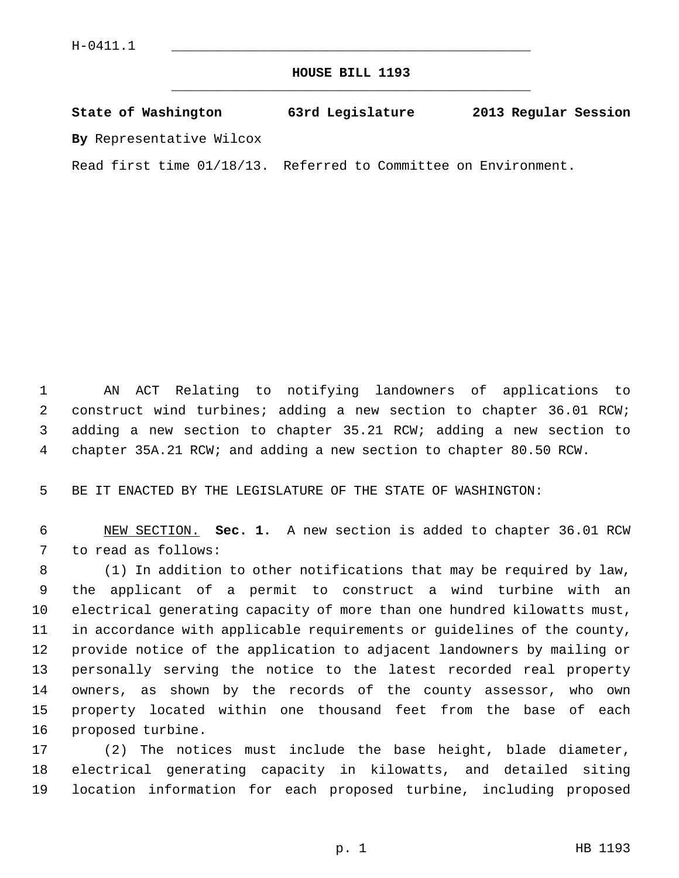H-0411.1

# HOUSE BILL 1193

**State of Washington 63rd Legislature 2013 Regular Session**

**By** Representative Wilcox

Read first time 01/18/13. Referred to Committee on Environment.

AN ACT Relating to notifying landowners of applications to construct wind turbines; adding a new section to chapter 36.01 RCW; adding a new section to chapter 35.21 RCW; adding a new section to chapter 35A.21 RCW; and adding a new section to chapter 80.50 RCW.

BE IT ENACTED BY THE LEGISLATURE OF THE STATE OF WASHINGTON:

NEW SECTION. **Sec. 1.** A new section is added to chapter 36.01 RCW to read as follows:

(1) In addition to other notifications that may be required by law, the applicant of a permit to construct a wind turbine with an electrical generating capacity of more than one hundred kilowatts must, in accordance with applicable requirements or guidelines of the county, provide notice of the application to adjacent landowners by mailing or personally serving the notice to the latest recorded real property owners, as shown by the records of the county assessor, who own property located within one thousand feet from the base of each proposed turbine.

(2) The notices must include the base height, blade diameter, electrical generating capacity in kilowatts, and detailed siting location information for each proposed turbine, including proposed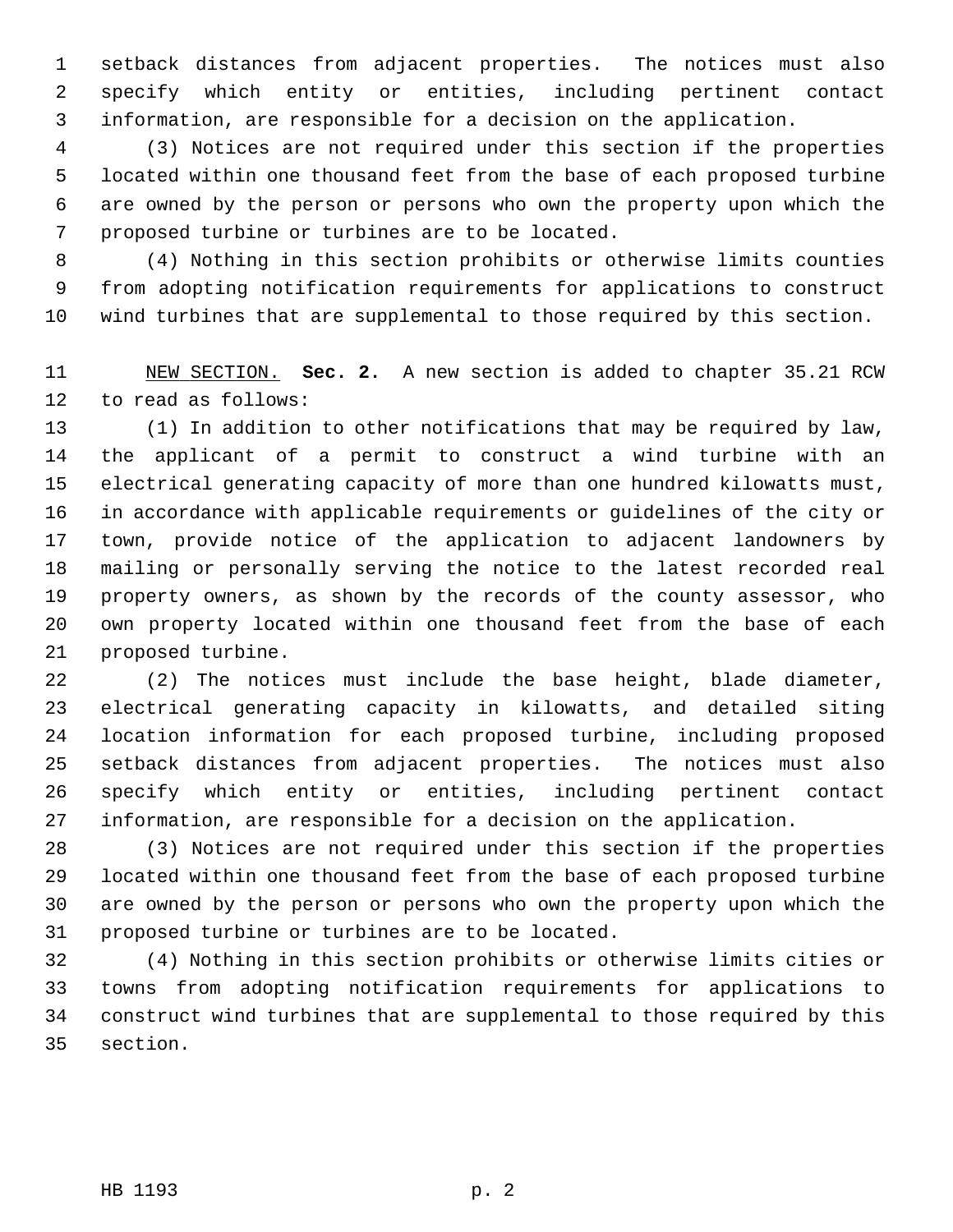setback distances from adjacent properties. The notices must also specify which entity or entities, including pertinent contact information, are responsible for a decision on the application.

(3) Notices are not required under this section if the properties located within one thousand feet from the base of each proposed turbine are owned by the person or persons who own the property upon which the proposed turbine or turbines are to be located.

(4) Nothing in this section prohibits or otherwise limits counties from adopting notification requirements for applications to construct wind turbines that are supplemental to those required by this section.

NEW SECTION. **Sec. 2.** A new section is added to chapter 35.21 RCW to read as follows:

(1) In addition to other notifications that may be required by law, the applicant of a permit to construct a wind turbine with an electrical generating capacity of more than one hundred kilowatts must, in accordance with applicable requirements or guidelines of the city or town, provide notice of the application to adjacent landowners by mailing or personally serving the notice to the latest recorded real property owners, as shown by the records of the county assessor, who own property located within one thousand feet from the base of each proposed turbine.

(2) The notices must include the base height, blade diameter, electrical generating capacity in kilowatts, and detailed siting location information for each proposed turbine, including proposed setback distances from adjacent properties. The notices must also specify which entity or entities, including pertinent contact information, are responsible for a decision on the application.

(3) Notices are not required under this section if the properties located within one thousand feet from the base of each proposed turbine are owned by the person or persons who own the property upon which the proposed turbine or turbines are to be located.

(4) Nothing in this section prohibits or otherwise limits cities or towns from adopting notification requirements for applications to construct wind turbines that are supplemental to those required by this section.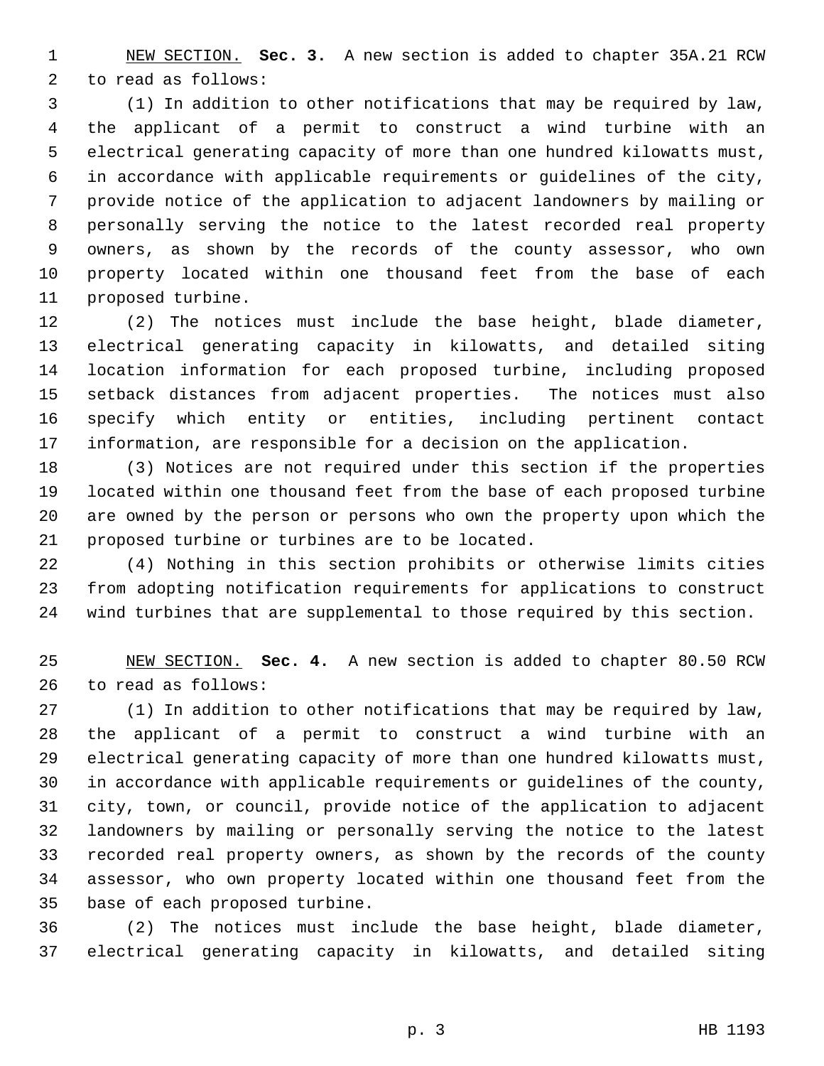NEW SECTION. **Sec. 3.** A new section is added to chapter 35A.21 RCW to read as follows:

(1) In addition to other notifications that may be required by law, the applicant of a permit to construct a wind turbine with an electrical generating capacity of more than one hundred kilowatts must, in accordance with applicable requirements or guidelines of the city, provide notice of the application to adjacent landowners by mailing or personally serving the notice to the latest recorded real property owners, as shown by the records of the county assessor, who own property located within one thousand feet from the base of each proposed turbine.

(2) The notices must include the base height, blade diameter, electrical generating capacity in kilowatts, and detailed siting location information for each proposed turbine, including proposed setback distances from adjacent properties. The notices must also specify which entity or entities, including pertinent contact information, are responsible for a decision on the application.

(3) Notices are not required under this section if the properties located within one thousand feet from the base of each proposed turbine are owned by the person or persons who own the property upon which the proposed turbine or turbines are to be located.

(4) Nothing in this section prohibits or otherwise limits cities from adopting notification requirements for applications to construct wind turbines that are supplemental to those required by this section.

NEW SECTION. **Sec. 4.** A new section is added to chapter 80.50 RCW to read as follows:

(1) In addition to other notifications that may be required by law, the applicant of a permit to construct a wind turbine with an electrical generating capacity of more than one hundred kilowatts must, in accordance with applicable requirements or guidelines of the county, city, town, or council, provide notice of the application to adjacent landowners by mailing or personally serving the notice to the latest recorded real property owners, as shown by the records of the county assessor, who own property located within one thousand feet from the base of each proposed turbine.

(2) The notices must include the base height, blade diameter, electrical generating capacity in kilowatts, and detailed siting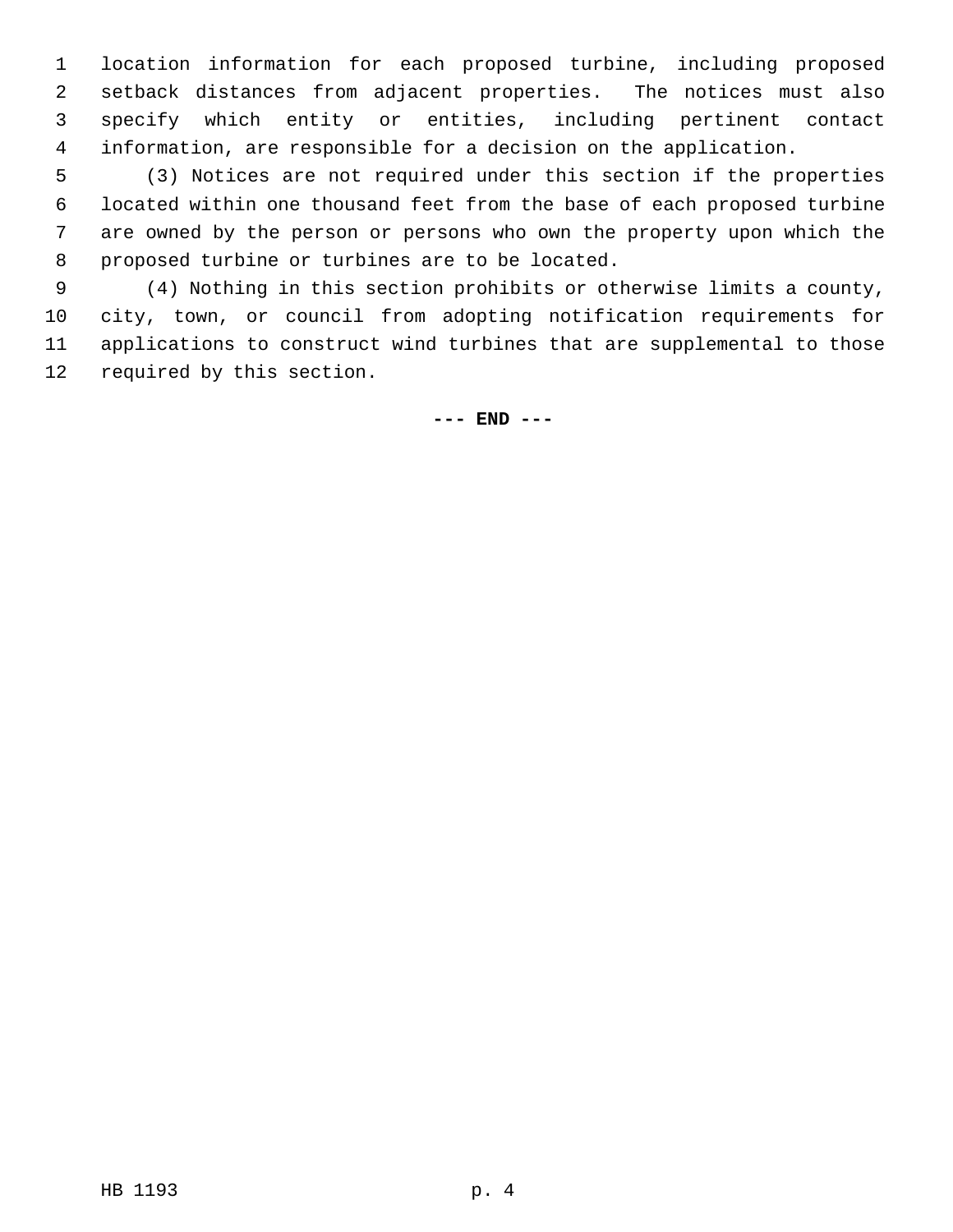location information for each proposed turbine, including proposed setback distances from adjacent properties. The notices must also specify which entity or entities, including pertinent contact information, are responsible for a decision on the application.

(3) Notices are not required under this section if the properties located within one thousand feet from the base of each proposed turbine are owned by the person or persons who own the property upon which the proposed turbine or turbines are to be located.

(4) Nothing in this section prohibits or otherwise limits a county, city, town, or council from adopting notification requirements for applications to construct wind turbines that are supplemental to those required by this section.

**--- END ---**